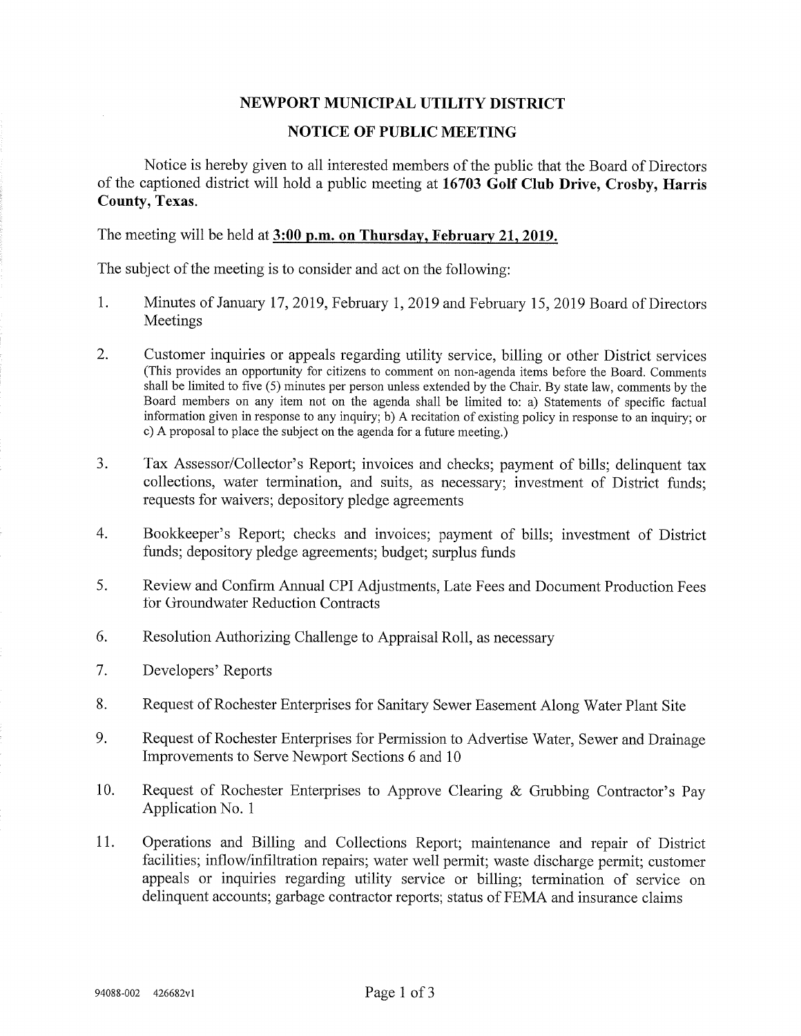# NEWPORT MUNICIPAL UTILITY DISTRICT

## NOTICE OF PUBLIC MEETING

Notice is hereby given to all interested members of the public that the Board of Directors of the captioned district will hold a public meeting at **16703 Golf Club Drive, Crosby, Harris County, Texas.**

The meeting will be held at **3:00 p.m. on Thursday, February 21, 2019.**

The subject of the meeting is to consider and act on the following:

1. Minutes of January 17, 2019, February 1, 2019 and February 15, 2019 Board of Directors Meetings

2. Customer inquiries or appeals regarding utility service, billing or other District services (This provides an opportunity for citizens to comment on non-agenda items before the Board. Comments shall be limited to five (5) minutes per person unless extended by the Chair. By state law, comments by the Board members on any item not on the agenda shall be limited to: a) Statements of specific factual information given in response to any inquiry; b) A recitation of existing policy in response to an inquiry; or c) A proposal to place the subject on the agenda for a future meeting.)

3. Tax Assessor/Collector's Report; invoices and checks; payment of bills; delinquent tax collections, water termination, and suits, as necessary; investment of District funds; requests for waivers; depository pledge agreements

4. Bookkeeper's Report; checks and invoices; payment of bills; investment of District funds; depository pledge agreements; budget; surplus funds

5. Review and Confirm Annual CPI Adjustments, Late Fees and Document Production Fees for Groundwater Reduction Contracts

6. Resolution Authorizing Challenge to Appraisal Roll, as necessary

7. Developers' Reports

8. Request of Rochester Enterprises for Sanitary Sewer Easement Along Water Plant Site

9. Request of Rochester Enterprises for Permission to Advertise Water, Sewer and Drainage Improvements to Serve Newport Sections 6 and 10

10. Request of Rochester Enterprises to Approve Clearing & Grubbing Contractor's Pay Application No. 1

11. Operations and Billing and Collections Report; maintenance and repair of District facilities; inflow/infiltration repairs; water well permit; waste discharge permit; customer appeals or inquiries regarding utility service or billing; termination of service on delinquent accounts; garbage contractor reports; status of FEMA and insurance claims

94088-002 426682v1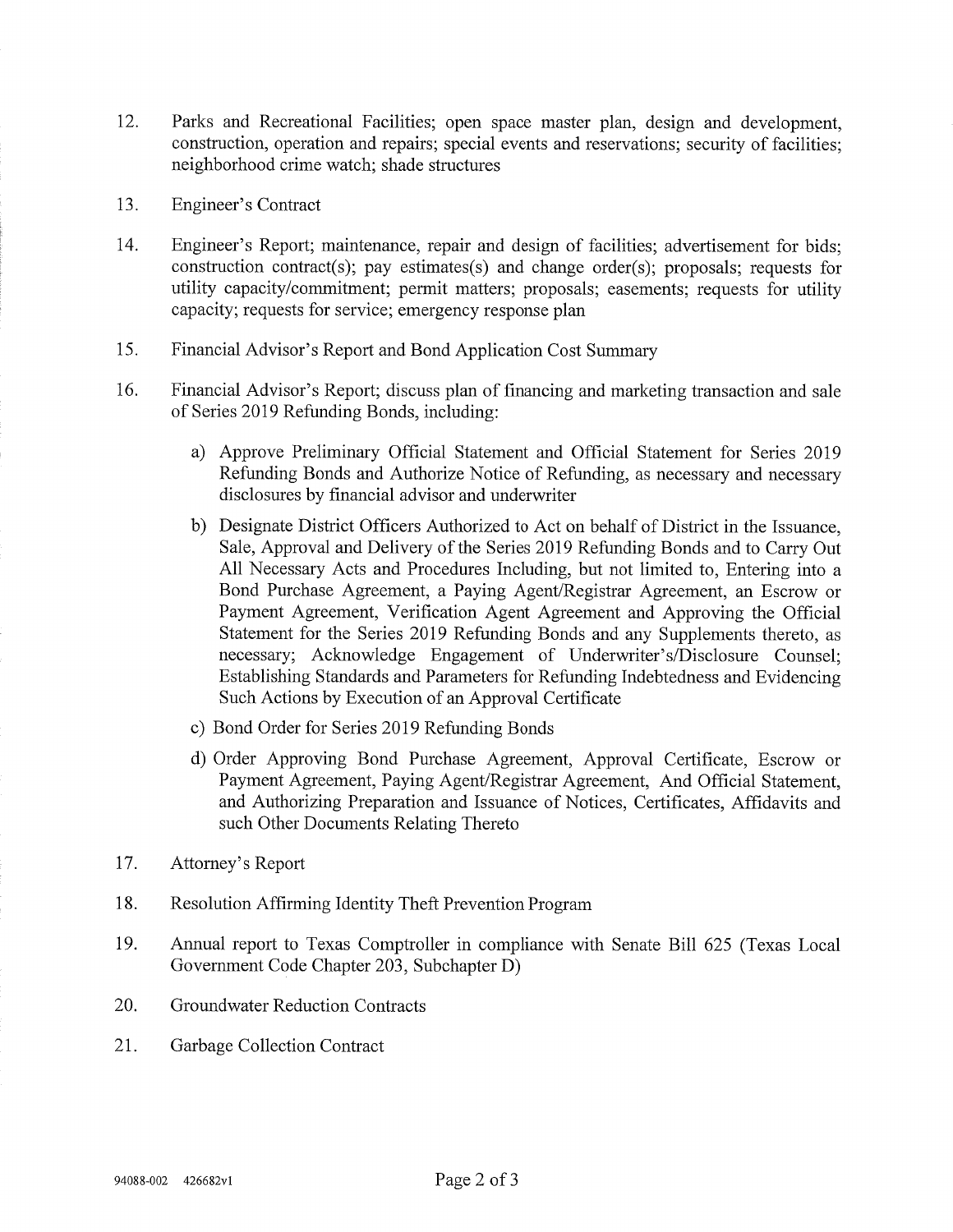12. Parks and Recreational Facilities; open space master plan, design and development, construction, operation and repairs; special events and reservations; security of facilities; neighborhood crime watch; shade structures

13. Engineer's Contract

14. Engineer's Report; maintenance, repair and design of facilities; advertisement for bids; construction contract(s); pay estimates(s) and change order(s); proposals; requests for utility capacity/commitment; permit matters; proposals; easements; requests for utility capacity; requests for service; emergency response plan

15. Financial Advisor's Report and Bond Application Cost Summary

16. Financial Advisor's Report; discuss plan of financing and marketing transaction and sale of Series 2019 Refunding Bonds, including:

    a) Approve Preliminary Official Statement and Official Statement for Series 2019 Refunding Bonds and Authorize Notice of Refunding, as necessary and necessary disclosures by financial advisor and underwriter

    b) Designate District Officers Authorized to Act on behalf of District in the Issuance, Sale, Approval and Delivery of the Series 2019 Refunding Bonds and to Carry Out All Necessary Acts and Procedures Including, but not limited to, Entering into a Bond Purchase Agreement, a Paying Agent/Registrar Agreement, an Escrow or Payment Agreement, Verification Agent Agreement and Approving the Official Statement for the Series 2019 Refunding Bonds and any Supplements thereto, as necessary; Acknowledge Engagement of Underwriter's/Disclosure Counsel; Establishing Standards and Parameters for Refunding Indebtedness and Evidencing Such Actions by Execution of an Approval Certificate

    c) Bond Order for Series 2019 Refunding Bonds

    d) Order Approving Bond Purchase Agreement, Approval Certificate, Escrow or Payment Agreement, Paying Agent/Registrar Agreement, And Official Statement, and Authorizing Preparation and Issuance of Notices, Certificates, Affidavits and such Other Documents Relating Thereto

17. Attorney's Report

18. Resolution Affirming Identity Theft Prevention Program

19. Annual report to Texas Comptroller in compliance with Senate Bill 625 (Texas Local Government Code Chapter 203, Subchapter D)

20. Groundwater Reduction Contracts

21. Garbage Collection Contract

94088-002 426682v1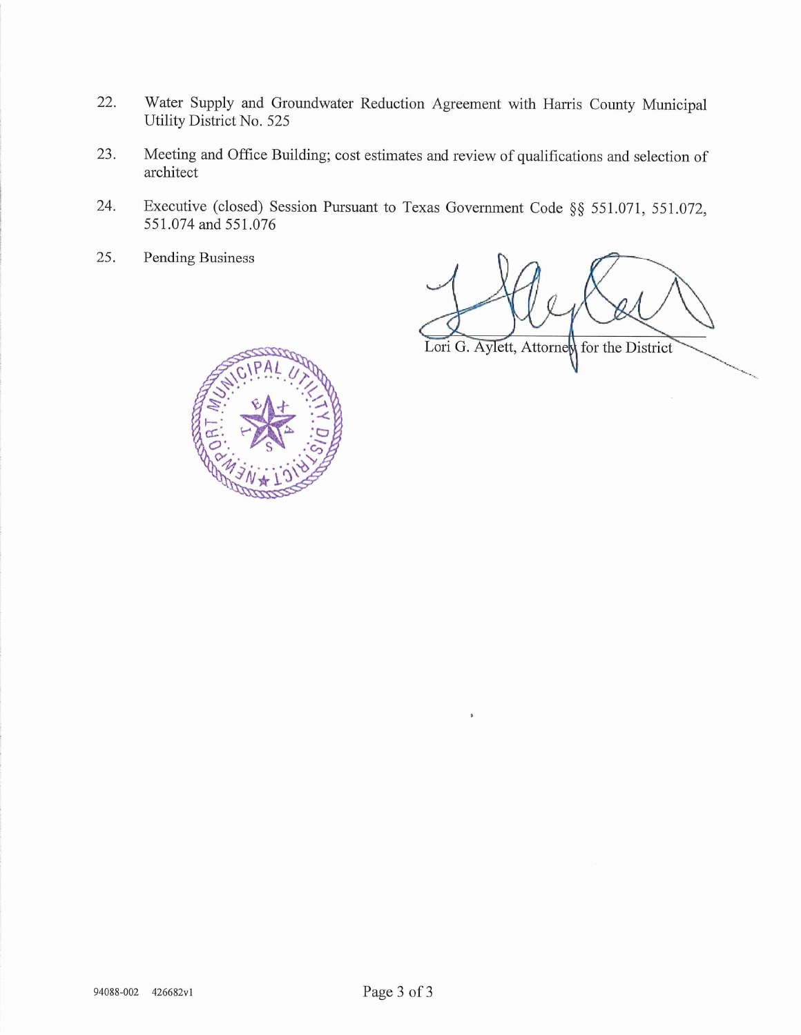22. Water Supply and Groundwater Reduction Agreement with Harris County Municipal Utility District No. 525

23. Meeting and Office Building; cost estimates and review of qualifications and selection of architect

24. Executive (closed) Session Pursuant to Texas Government Code §§ 551.071, 551.072, 551.074 and 551.076

25. Pending Business

Lori G. Aylett, Attorney for the District

NEWPORT MUNICIPAL UTILITY DISTRICT TEXAS

94088-002 426682v1